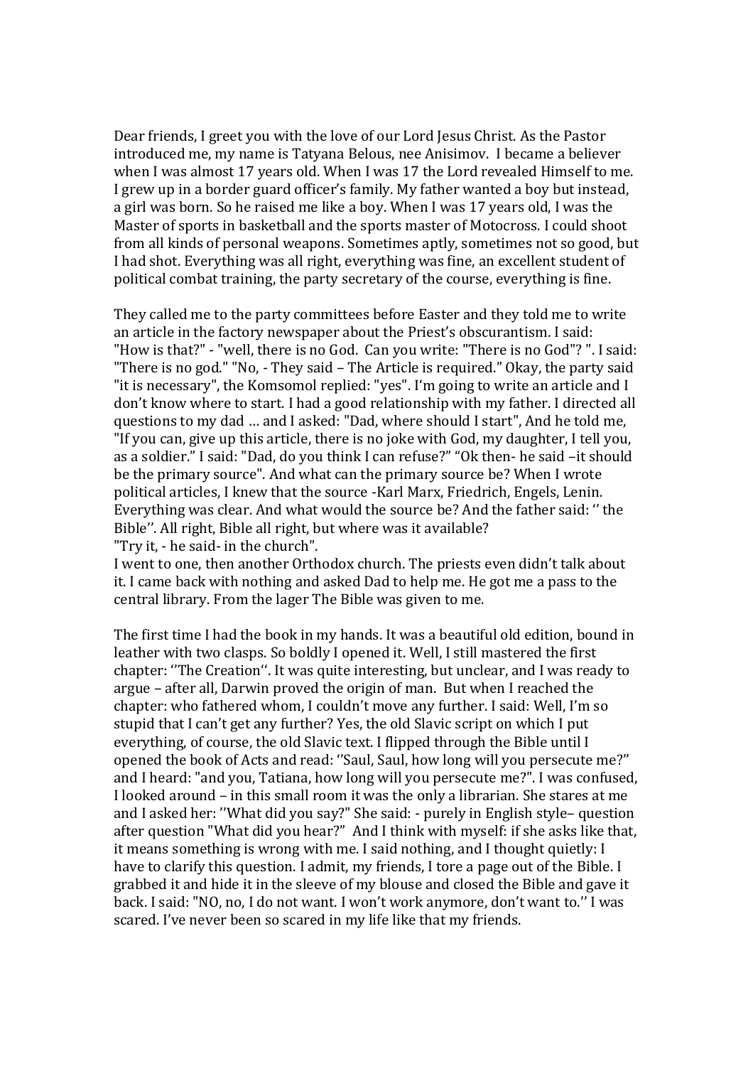Dear friends, I greet you with the love of our Lord Jesus Christ. As the Pastor introduced me, my name is Tatyana Belous, nee Anisimov. I became a believer when I was almost 17 years old. When I was 17 the Lord revealed Himself to me. I grew up in a border guard officer's family. My father wanted a boy but instead, a girl was born. So he raised me like a boy. When I was 17 years old, I was the Master of sports in basketball and the sports master of Motocross. I could shoot from all kinds of personal weapons. Sometimes aptly, sometimes not so good, but I had shot. Everything was all right, everything was fine, an excellent student of political combat training, the party secretary of the course, everything is fine.

They called me to the party committees before Easter and they told me to write an article in the factory newspaper about the Priest's obscurantism. I said: "How is that?" - "well, there is no God. Can you write: "There is no God"? ". I said: "There is no god." "No, - They said – The Article is required." Okay, the party said "it is necessary", the Komsomol replied: "yes". I'm going to write an article and I don't know where to start. I had a good relationship with my father. I directed all questions to my dad … and I asked: "Dad, where should I start", And he told me, "If you can, give up this article, there is no joke with God, my daughter, I tell you, as a soldier." I said: "Dad, do you think I can refuse?" "Ok then- he said –it should be the primary source". And what can the primary source be? When I wrote political articles, I knew that the source -Karl Marx, Friedrich, Engels, Lenin. Everything was clear. And what would the source be? And the father said: '' the Bible''. All right, Bible all right, but where was it available?
"Try it, - he said- in the church".
I went to one, then another Orthodox church. The priests even didn't talk about it. I came back with nothing and asked Dad to help me. He got me a pass to the central library. From the lager The Bible was given to me.

The first time I had the book in my hands. It was a beautiful old edition, bound in leather with two clasps. So boldly I opened it. Well, I still mastered the first chapter: ''The Creation''. It was quite interesting, but unclear, and I was ready to argue – after all, Darwin proved the origin of man. But when I reached the chapter: who fathered whom, I couldn't move any further. I said: Well, I'm so stupid that I can't get any further? Yes, the old Slavic script on which I put everything, of course, the old Slavic text. I flipped through the Bible until I opened the book of Acts and read: ''Saul, Saul, how long will you persecute me?" and I heard: "and you, Tatiana, how long will you persecute me?". I was confused, I looked around – in this small room it was the only a librarian. She stares at me and I asked her: ''What did you say?" She said: - purely in English style– question after question "What did you hear?" And I think with myself: if she asks like that, it means something is wrong with me. I said nothing, and I thought quietly: I have to clarify this question. I admit, my friends, I tore a page out of the Bible. I grabbed it and hide it in the sleeve of my blouse and closed the Bible and gave it back. I said: "NO, no, I do not want. I won't work anymore, don't want to.'' I was scared. I've never been so scared in my life like that my friends.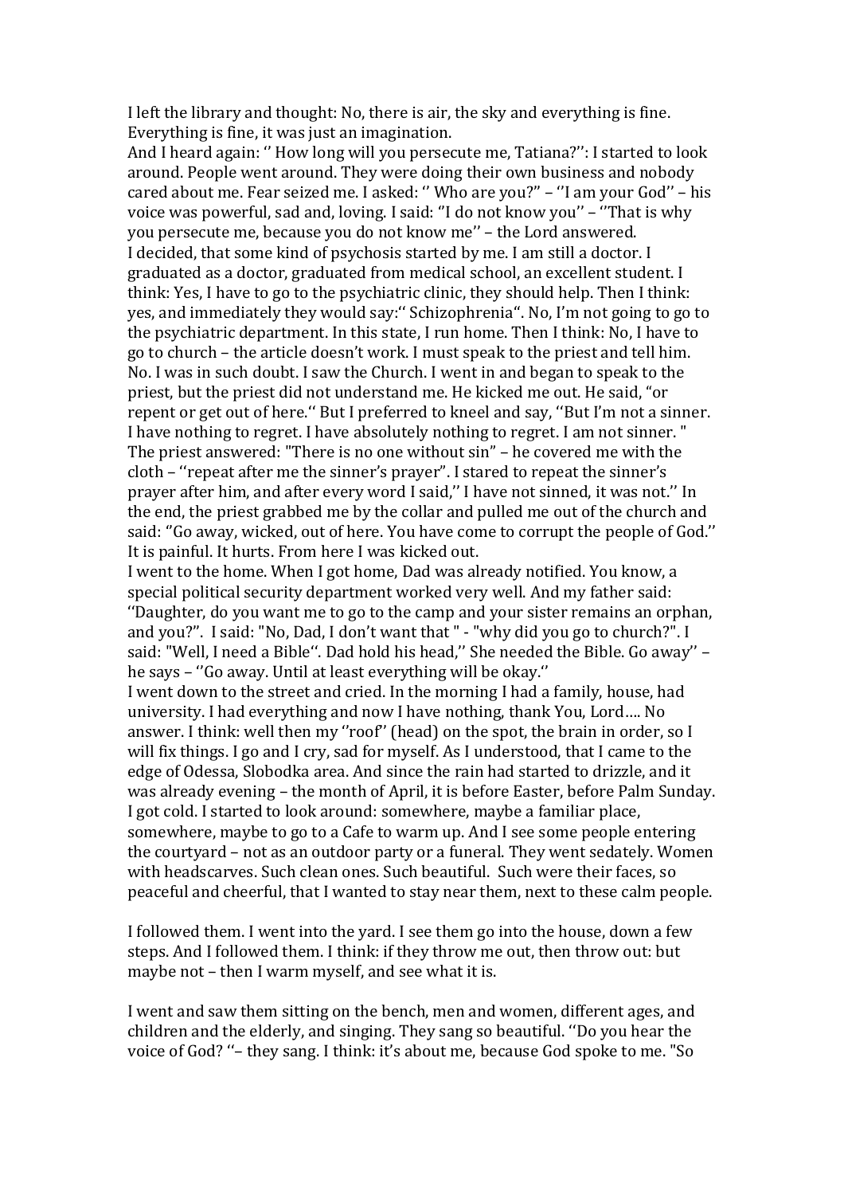I left the library and thought: No, there is air, the sky and everything is fine. Everything is fine, it was just an imagination.

And I heard again: '' How long will you persecute me, Tatiana?'': I started to look around. People went around. They were doing their own business and nobody cared about me. Fear seized me. I asked: '' Who are you?" – ''I am your God'' – his voice was powerful, sad and, loving. I said: ''I do not know you'' – ''That is why you persecute me, because you do not know me'' – the Lord answered.

I decided, that some kind of psychosis started by me. I am still a doctor. I graduated as a doctor, graduated from medical school, an excellent student. I think: Yes, I have to go to the psychiatric clinic, they should help. Then I think: yes, and immediately they would say:'' Schizophrenia". No, I'm not going to go to the psychiatric department. In this state, I run home. Then I think: No, I have to go to church – the article doesn't work. I must speak to the priest and tell him. No. I was in such doubt. I saw the Church. I went in and began to speak to the priest, but the priest did not understand me. He kicked me out. He said, "or repent or get out of here.'' But I preferred to kneel and say, ''But I'm not a sinner. I have nothing to regret. I have absolutely nothing to regret. I am not sinner. " The priest answered: "There is no one without sin" – he covered me with the cloth – ''repeat after me the sinner's prayer". I stared to repeat the sinner's prayer after him, and after every word I said,'' I have not sinned, it was not.'' In the end, the priest grabbed me by the collar and pulled me out of the church and said: "Go away, wicked, out of here. You have come to corrupt the people of God.'' It is painful. It hurts. From here I was kicked out.

I went to the home. When I got home, Dad was already notified. You know, a special political security department worked very well. And my father said: ''Daughter, do you want me to go to the camp and your sister remains an orphan, and you?". I said: "No, Dad, I don't want that " - "why did you go to church?". I said: "Well, I need a Bible''. Dad hold his head,'' She needed the Bible. Go away'' – he says – ''Go away. Until at least everything will be okay.''

I went down to the street and cried. In the morning I had a family, house, had university. I had everything and now I have nothing, thank You, Lord…. No answer. I think: well then my ''roof'' (head) on the spot, the brain in order, so I will fix things. I go and I cry, sad for myself. As I understood, that I came to the edge of Odessa, Slobodka area. And since the rain had started to drizzle, and it was already evening – the month of April, it is before Easter, before Palm Sunday. I got cold. I started to look around: somewhere, maybe a familiar place, somewhere, maybe to go to a Cafe to warm up. And I see some people entering the courtyard – not as an outdoor party or a funeral. They went sedately. Women with headscarves. Such clean ones. Such beautiful. Such were their faces, so peaceful and cheerful, that I wanted to stay near them, next to these calm people.

I followed them. I went into the yard. I see them go into the house, down a few steps. And I followed them. I think: if they throw me out, then throw out: but maybe not – then I warm myself, and see what it is.

I went and saw them sitting on the bench, men and women, different ages, and children and the elderly, and singing. They sang so beautiful. ''Do you hear the voice of God? ''– they sang. I think: it's about me, because God spoke to me. "So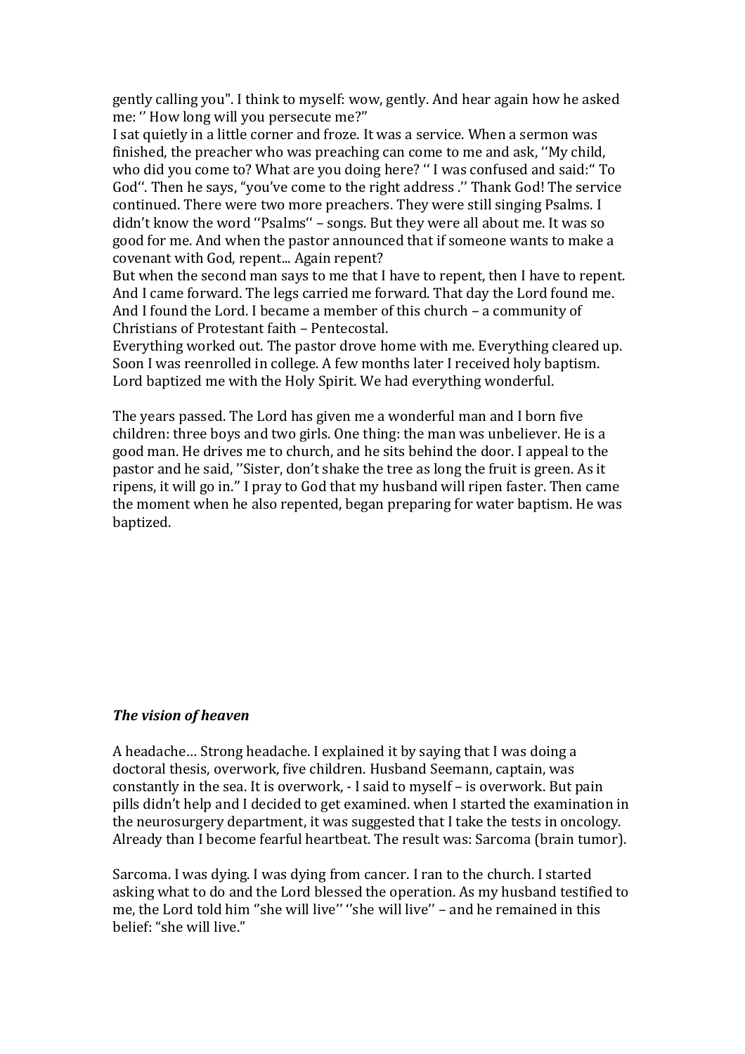gently calling you". I think to myself: wow, gently. And hear again how he asked me: '' How long will you persecute me?"

I sat quietly in a little corner and froze. It was a service. When a sermon was finished, the preacher who was preaching can come to me and ask, ''My child, who did you come to? What are you doing here? '' I was confused and said:" To God''. Then he says, "you've come to the right address ." Thank God! The service continued. There were two more preachers. They were still singing Psalms. I didn't know the word ''Psalms'' – songs. But they were all about me. It was so good for me. And when the pastor announced that if someone wants to make a covenant with God, repent... Again repent?

But when the second man says to me that I have to repent, then I have to repent. And I came forward. The legs carried me forward. That day the Lord found me. And I found the Lord. I became a member of this church – a community of Christians of Protestant faith – Pentecostal.

Everything worked out. The pastor drove home with me. Everything cleared up. Soon I was reenrolled in college. A few months later I received holy baptism. Lord baptized me with the Holy Spirit. We had everything wonderful.

The years passed. The Lord has given me a wonderful man and I born five children: three boys and two girls. One thing: the man was unbeliever. He is a good man. He drives me to church, and he sits behind the door. I appeal to the pastor and he said, ''Sister, don't shake the tree as long the fruit is green. As it ripens, it will go in." I pray to God that my husband will ripen faster. Then came the moment when he also repented, began preparing for water baptism. He was baptized.

### *The vision of heaven*

A headache… Strong headache. I explained it by saying that I was doing a doctoral thesis, overwork, five children. Husband Seemann, captain, was constantly in the sea. It is overwork, - I said to myself – is overwork. But pain pills didn't help and I decided to get examined. when I started the examination in the neurosurgery department, it was suggested that I take the tests in oncology. Already than I become fearful heartbeat. The result was: Sarcoma (brain tumor).

Sarcoma. I was dying. I was dying from cancer. I ran to the church. I started asking what to do and the Lord blessed the operation. As my husband testified to me, the Lord told him "she will live'' ''she will live'' – and he remained in this belief: "she will live."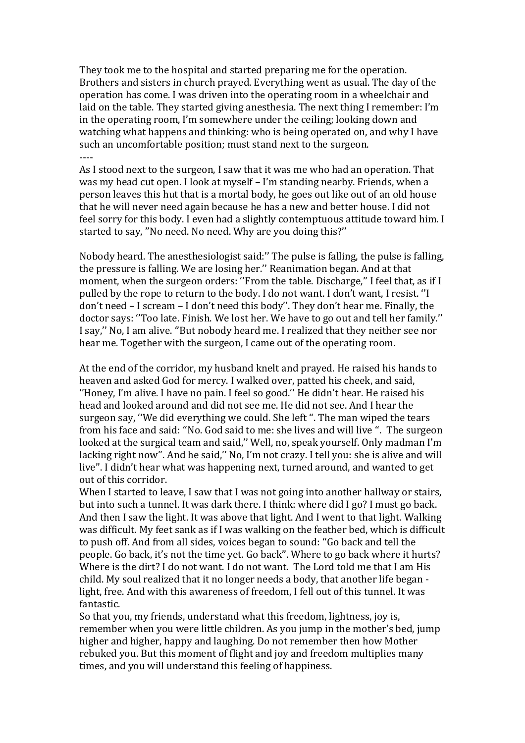They took me to the hospital and started preparing me for the operation. Brothers and sisters in church prayed. Everything went as usual. The day of the operation has come. I was driven into the operating room in a wheelchair and laid on the table. They started giving anesthesia. The next thing I remember: I'm in the operating room, I'm somewhere under the ceiling; looking down and watching what happens and thinking: who is being operated on, and why I have such an uncomfortable position; must stand next to the surgeon.

----

As I stood next to the surgeon, I saw that it was me who had an operation. That was my head cut open. I look at myself – I'm standing nearby. Friends, when a person leaves this hut that is a mortal body, he goes out like out of an old house that he will never need again because he has a new and better house. I did not feel sorry for this body. I even had a slightly contemptuous attitude toward him. I started to say, "No need. No need. Why are you doing this?''

Nobody heard. The anesthesiologist said:'' The pulse is falling, the pulse is falling, the pressure is falling. We are losing her.'' Reanimation began. And at that moment, when the surgeon orders: ''From the table. Discharge," I feel that, as if I pulled by the rope to return to the body. I do not want. I don't want, I resist. ''I don't need – I scream – I don't need this body''. They don't hear me. Finally, the doctor says: ''Too late. Finish. We lost her. We have to go out and tell her family.'' I say,'' No, I am alive. ''But nobody heard me. I realized that they neither see nor hear me. Together with the surgeon, I came out of the operating room.

At the end of the corridor, my husband knelt and prayed. He raised his hands to heaven and asked God for mercy. I walked over, patted his cheek, and said, ''Honey, I'm alive. I have no pain. I feel so good.'' He didn't hear. He raised his head and looked around and did not see me. He did not see. And I hear the surgeon say, ''We did everything we could. She left ". The man wiped the tears from his face and said: "No. God said to me: she lives and will live ". The surgeon looked at the surgical team and said,'' Well, no, speak yourself. Only madman I'm lacking right now". And he said,'' No, I'm not crazy. I tell you: she is alive and will live". I didn't hear what was happening next, turned around, and wanted to get out of this corridor.

When I started to leave, I saw that I was not going into another hallway or stairs, but into such a tunnel. It was dark there. I think: where did I go? I must go back. And then I saw the light. It was above that light. And I went to that light. Walking was difficult. My feet sank as if I was walking on the feather bed, which is difficult to push off. And from all sides, voices began to sound: "Go back and tell the people. Go back, it's not the time yet. Go back". Where to go back where it hurts? Where is the dirt? I do not want. I do not want. The Lord told me that I am His child. My soul realized that it no longer needs a body, that another life began - light, free. And with this awareness of freedom, I fell out of this tunnel. It was fantastic.

So that you, my friends, understand what this freedom, lightness, joy is, remember when you were little children. As you jump in the mother's bed, jump higher and higher, happy and laughing. Do not remember then how Mother rebuked you. But this moment of flight and joy and freedom multiplies many times, and you will understand this feeling of happiness.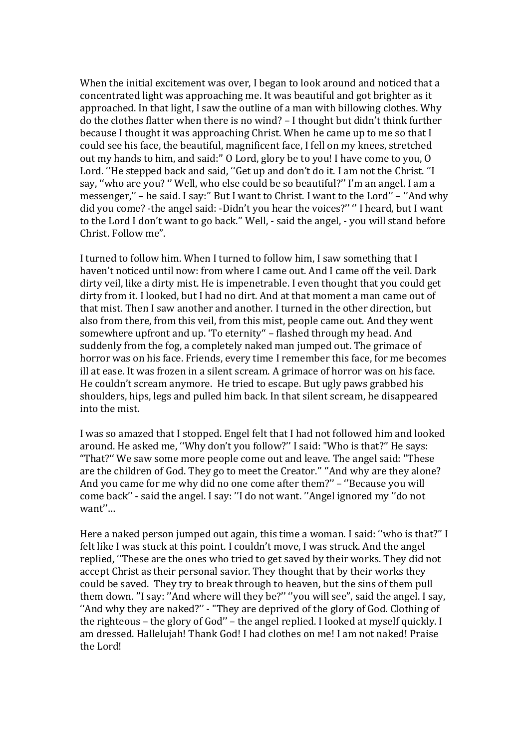When the initial excitement was over, I began to look around and noticed that a concentrated light was approaching me. It was beautiful and got brighter as it approached. In that light, I saw the outline of a man with billowing clothes. Why do the clothes flatter when there is no wind? – I thought but didn't think further because I thought it was approaching Christ. When he came up to me so that I could see his face, the beautiful, magnificent face, I fell on my knees, stretched out my hands to him, and said:" O Lord, glory be to you! I have come to you, O Lord. ''He stepped back and said, ''Get up and don't do it. I am not the Christ. "I say, ''who are you? '' Well, who else could be so beautiful?'' I'm an angel. I am a messenger,'' – he said. I say:" But I want to Christ. I want to the Lord'' – ''And why did you come? -the angel said: -Didn't you hear the voices?'' '' I heard, but I want to the Lord I don't want to go back." Well, - said the angel, - you will stand before Christ. Follow me".

I turned to follow him. When I turned to follow him, I saw something that I haven't noticed until now: from where I came out. And I came off the veil. Dark dirty veil, like a dirty mist. He is impenetrable. I even thought that you could get dirty from it. I looked, but I had no dirt. And at that moment a man came out of that mist. Then I saw another and another. I turned in the other direction, but also from there, from this veil, from this mist, people came out. And they went somewhere upfront and up. 'To eternity" – flashed through my head. And suddenly from the fog, a completely naked man jumped out. The grimace of horror was on his face. Friends, every time I remember this face, for me becomes ill at ease. It was frozen in a silent scream. A grimace of horror was on his face. He couldn't scream anymore. He tried to escape. But ugly paws grabbed his shoulders, hips, legs and pulled him back. In that silent scream, he disappeared into the mist.

I was so amazed that I stopped. Engel felt that I had not followed him and looked around. He asked me, ''Why don't you follow?'' I said: "Who is that?" He says: "That?" We saw some more people come out and leave. The angel said: "These are the children of God. They go to meet the Creator." "And why are they alone? And you came for me why did no one come after them?'' – ''Because you will come back'' - said the angel. I say: ''I do not want. ''Angel ignored my ''do not want''…

Here a naked person jumped out again, this time a woman. I said: ''who is that?" I felt like I was stuck at this point. I couldn't move, I was struck. And the angel replied, ''These are the ones who tried to get saved by their works. They did not accept Christ as their personal savior. They thought that by their works they could be saved. They try to break through to heaven, but the sins of them pull them down. ''I say: ''And where will they be?'' ''you will see", said the angel. I say, ''And why they are naked?'' - "They are deprived of the glory of God. Clothing of the righteous – the glory of God'' – the angel replied. I looked at myself quickly. I am dressed. Hallelujah! Thank God! I had clothes on me! I am not naked! Praise the Lord!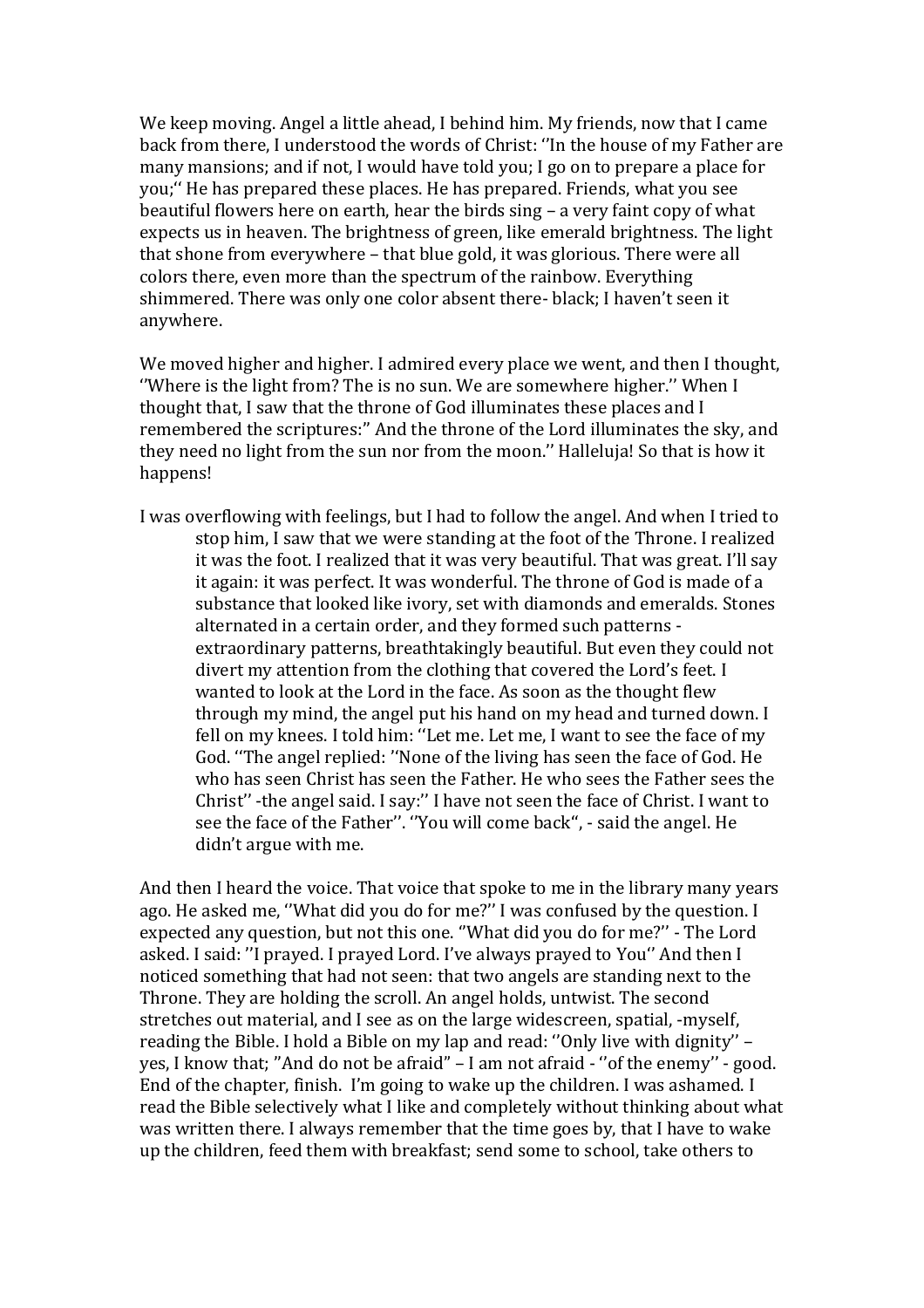We keep moving. Angel a little ahead, I behind him. My friends, now that I came back from there, I understood the words of Christ: ''In the house of my Father are many mansions; and if not, I would have told you; I go on to prepare a place for you;'' He has prepared these places. He has prepared. Friends, what you see beautiful flowers here on earth, hear the birds sing – a very faint copy of what expects us in heaven. The brightness of green, like emerald brightness. The light that shone from everywhere – that blue gold, it was glorious. There were all colors there, even more than the spectrum of the rainbow. Everything shimmered. There was only one color absent there- black; I haven't seen it anywhere.

We moved higher and higher. I admired every place we went, and then I thought, ''Where is the light from? The is no sun. We are somewhere higher.'' When I thought that, I saw that the throne of God illuminates these places and I remembered the scriptures:" And the throne of the Lord illuminates the sky, and they need no light from the sun nor from the moon.'' Halleluja! So that is how it happens!

I was overflowing with feelings, but I had to follow the angel. And when I tried to stop him, I saw that we were standing at the foot of the Throne. I realized it was the foot. I realized that it was very beautiful. That was great. I'll say it again: it was perfect. It was wonderful. The throne of God is made of a substance that looked like ivory, set with diamonds and emeralds. Stones alternated in a certain order, and they formed such patterns - extraordinary patterns, breathtakingly beautiful. But even they could not divert my attention from the clothing that covered the Lord's feet. I wanted to look at the Lord in the face. As soon as the thought flew through my mind, the angel put his hand on my head and turned down. I fell on my knees. I told him: ''Let me. Let me, I want to see the face of my God. ''The angel replied: ''None of the living has seen the face of God. He who has seen Christ has seen the Father. He who sees the Father sees the Christ'' -the angel said. I say:'' I have not seen the face of Christ. I want to see the face of the Father''. ''You will come back", - said the angel. He didn't argue with me.

And then I heard the voice. That voice that spoke to me in the library many years ago. He asked me, ''What did you do for me?'' I was confused by the question. I expected any question, but not this one. ''What did you do for me?'' - The Lord asked. I said: ''I prayed. I prayed Lord. I've always prayed to You'' And then I noticed something that had not seen: that two angels are standing next to the Throne. They are holding the scroll. An angel holds, untwist. The second stretches out material, and I see as on the large widescreen, spatial, -myself, reading the Bible. I hold a Bible on my lap and read: ''Only live with dignity'' – yes, I know that; "And do not be afraid" – I am not afraid - ''of the enemy'' - good. End of the chapter, finish. I'm going to wake up the children. I was ashamed. I read the Bible selectively what I like and completely without thinking about what was written there. I always remember that the time goes by, that I have to wake up the children, feed them with breakfast; send some to school, take others to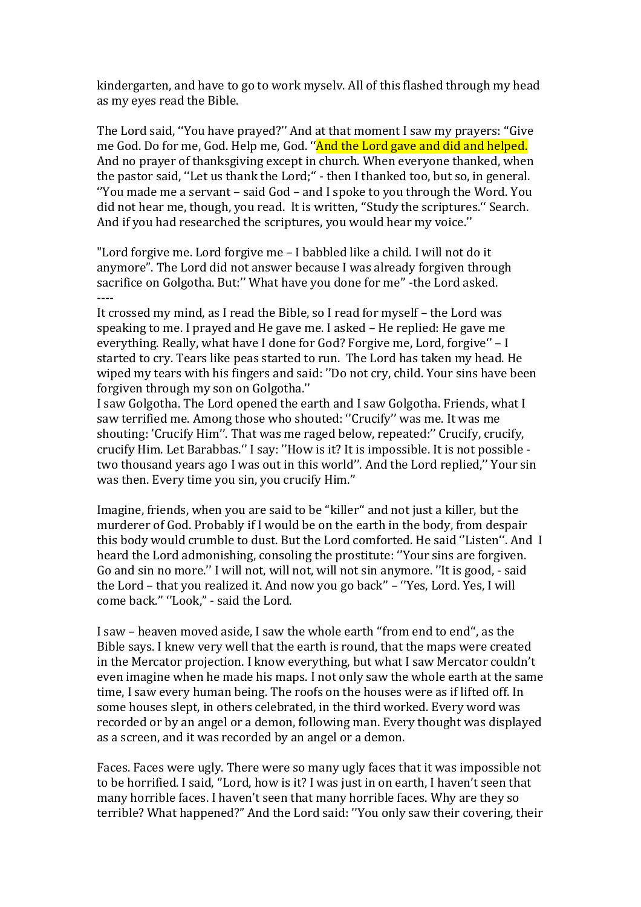kindergarten, and have to go to work myselv. All of this flashed through my head as my eyes read the Bible.

The Lord said, ''You have prayed?'' And at that moment I saw my prayers: "Give me God. Do for me, God. Help me, God. ''And the Lord gave and did and helped. And no prayer of thanksgiving except in church. When everyone thanked, when the pastor said, ''Let us thank the Lord;" - then I thanked too, but so, in general. ''You made me a servant – said God – and I spoke to you through the Word. You did not hear me, though, you read. It is written, "Study the scriptures." Search. And if you had researched the scriptures, you would hear my voice.''

"Lord forgive me. Lord forgive me – I babbled like a child. I will not do it anymore". The Lord did not answer because I was already forgiven through sacrifice on Golgotha. But:'' What have you done for me" -the Lord asked.

----

It crossed my mind, as I read the Bible, so I read for myself – the Lord was speaking to me. I prayed and He gave me. I asked – He replied: He gave me everything. Really, what have I done for God? Forgive me, Lord, forgive'' – I started to cry. Tears like peas started to run. The Lord has taken my head. He wiped my tears with his fingers and said: ''Do not cry, child. Your sins have been forgiven through my son on Golgotha.''

I saw Golgotha. The Lord opened the earth and I saw Golgotha. Friends, what I saw terrified me. Among those who shouted: ''Crucify'' was me. It was me shouting: 'Crucify Him''. That was me raged below, repeated:'' Crucify, crucify, crucify Him. Let Barabbas.'' I say: ''How is it? It is impossible. It is not possible - two thousand years ago I was out in this world''. And the Lord replied,'' Your sin was then. Every time you sin, you crucify Him."

Imagine, friends, when you are said to be "killer" and not just a killer, but the murderer of God. Probably if I would be on the earth in the body, from despair this body would crumble to dust. But the Lord comforted. He said ''Listen''. And I heard the Lord admonishing, consoling the prostitute: ''Your sins are forgiven. Go and sin no more.'' I will not, will not, will not sin anymore. ''It is good, - said the Lord – that you realized it. And now you go back" – ''Yes, Lord. Yes, I will come back." ''Look," - said the Lord.

I saw – heaven moved aside, I saw the whole earth "from end to end", as the Bible says. I knew very well that the earth is round, that the maps were created in the Mercator projection. I know everything, but what I saw Mercator couldn't even imagine when he made his maps. I not only saw the whole earth at the same time, I saw every human being. The roofs on the houses were as if lifted off. In some houses slept, in others celebrated, in the third worked. Every word was recorded or by an angel or a demon, following man. Every thought was displayed as a screen, and it was recorded by an angel or a demon.

Faces. Faces were ugly. There were so many ugly faces that it was impossible not to be horrified. I said, "Lord, how is it? I was just in on earth, I haven't seen that many horrible faces. I haven't seen that many horrible faces. Why are they so terrible? What happened?" And the Lord said: ''You only saw their covering, their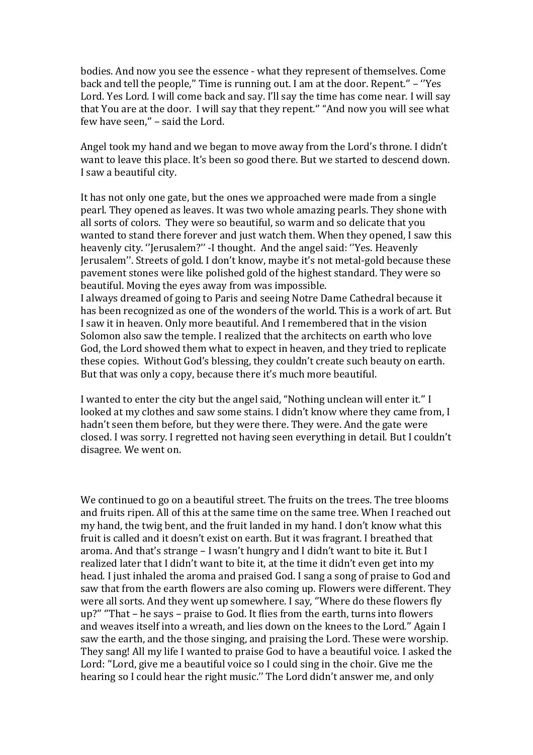bodies. And now you see the essence - what they represent of themselves. Come back and tell the people," Time is running out. I am at the door. Repent." – ''Yes Lord. Yes Lord. I will come back and say. I'll say the time has come near. I will say that You are at the door. I will say that they repent." "And now you will see what few have seen," – said the Lord.

Angel took my hand and we began to move away from the Lord's throne. I didn't want to leave this place. It's been so good there. But we started to descend down. I saw a beautiful city.

It has not only one gate, but the ones we approached were made from a single pearl. They opened as leaves. It was two whole amazing pearls. They shone with all sorts of colors. They were so beautiful, so warm and so delicate that you wanted to stand there forever and just watch them. When they opened, I saw this heavenly city. ''Jerusalem?'' -I thought. And the angel said: ''Yes. Heavenly Jerusalem''. Streets of gold. I don't know, maybe it's not metal-gold because these pavement stones were like polished gold of the highest standard. They were so beautiful. Moving the eyes away from was impossible.
I always dreamed of going to Paris and seeing Notre Dame Cathedral because it has been recognized as one of the wonders of the world. This is a work of art. But I saw it in heaven. Only more beautiful. And I remembered that in the vision Solomon also saw the temple. I realized that the architects on earth who love God, the Lord showed them what to expect in heaven, and they tried to replicate these copies. Without God's blessing, they couldn't create such beauty on earth. But that was only a copy, because there it's much more beautiful.

I wanted to enter the city but the angel said, "Nothing unclean will enter it." I looked at my clothes and saw some stains. I didn't know where they came from, I hadn't seen them before, but they were there. They were. And the gate were closed. I was sorry. I regretted not having seen everything in detail. But I couldn't disagree. We went on.

We continued to go on a beautiful street. The fruits on the trees. The tree blooms and fruits ripen. All of this at the same time on the same tree. When I reached out my hand, the twig bent, and the fruit landed in my hand. I don't know what this fruit is called and it doesn't exist on earth. But it was fragrant. I breathed that aroma. And that's strange – I wasn't hungry and I didn't want to bite it. But I realized later that I didn't want to bite it, at the time it didn't even get into my head. I just inhaled the aroma and praised God. I sang a song of praise to God and saw that from the earth flowers are also coming up. Flowers were different. They were all sorts. And they went up somewhere. I say, "Where do these flowers fly up?" "That – he says – praise to God. It flies from the earth, turns into flowers and weaves itself into a wreath, and lies down on the knees to the Lord." Again I saw the earth, and the those singing, and praising the Lord. These were worship. They sang! All my life I wanted to praise God to have a beautiful voice. I asked the Lord: "Lord, give me a beautiful voice so I could sing in the choir. Give me the hearing so I could hear the right music.'' The Lord didn't answer me, and only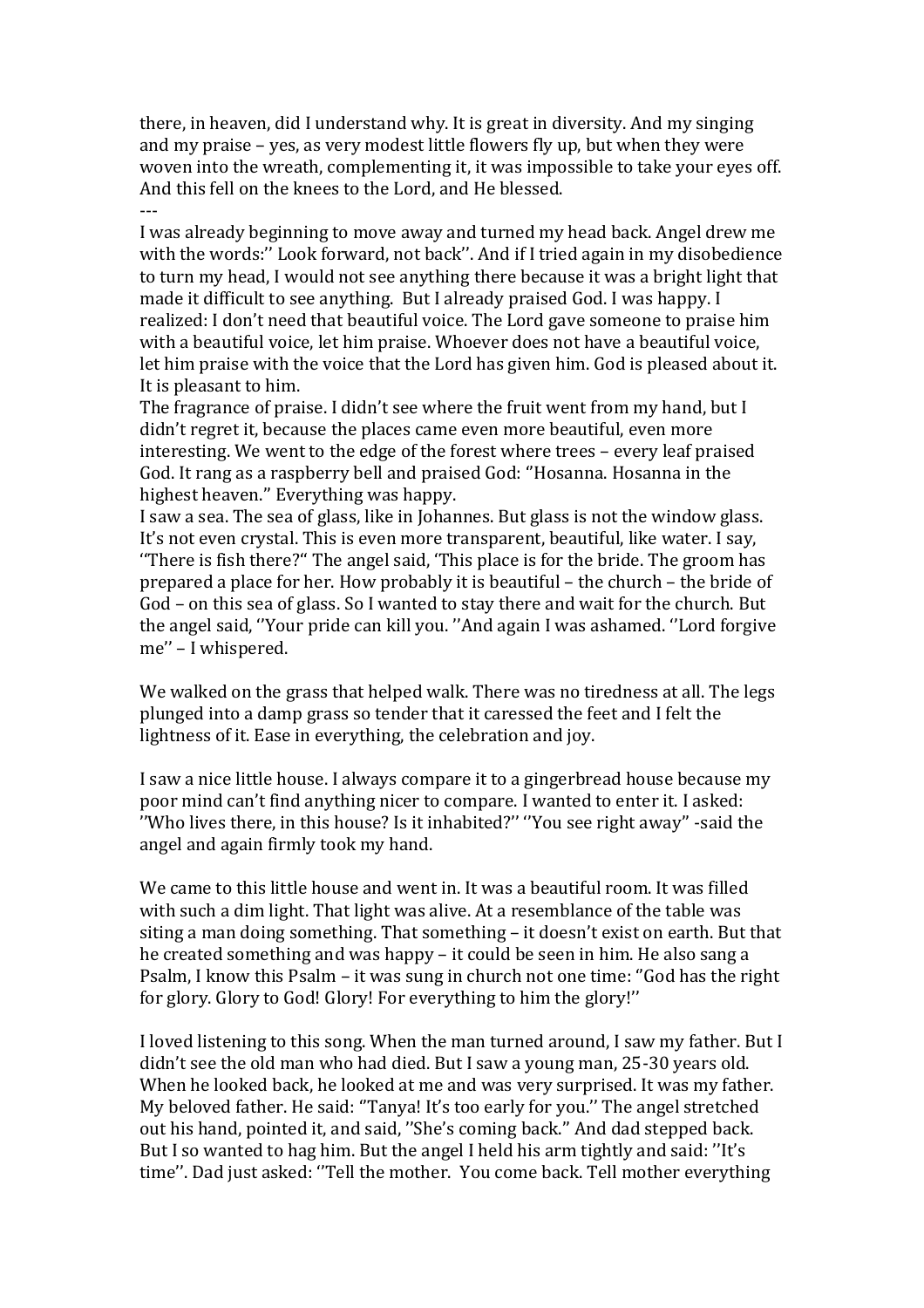there, in heaven, did I understand why. It is great in diversity. And my singing and my praise – yes, as very modest little flowers fly up, but when they were woven into the wreath, complementing it, it was impossible to take your eyes off. And this fell on the knees to the Lord, and He blessed.

---

I was already beginning to move away and turned my head back. Angel drew me with the words:'' Look forward, not back''. And if I tried again in my disobedience to turn my head, I would not see anything there because it was a bright light that made it difficult to see anything. But I already praised God. I was happy. I realized: I don't need that beautiful voice. The Lord gave someone to praise him with a beautiful voice, let him praise. Whoever does not have a beautiful voice, let him praise with the voice that the Lord has given him. God is pleased about it. It is pleasant to him.

The fragrance of praise. I didn't see where the fruit went from my hand, but I didn't regret it, because the places came even more beautiful, even more interesting. We went to the edge of the forest where trees – every leaf praised God. It rang as a raspberry bell and praised God: ''Hosanna. Hosanna in the highest heaven.'' Everything was happy.

I saw a sea. The sea of glass, like in Johannes. But glass is not the window glass. It's not even crystal. This is even more transparent, beautiful, like water. I say, ''There is fish there?'' The angel said, 'This place is for the bride. The groom has prepared a place for her. How probably it is beautiful – the church – the bride of God – on this sea of glass. So I wanted to stay there and wait for the church. But the angel said, ''Your pride can kill you. ''And again I was ashamed. ''Lord forgive me'' – I whispered.

We walked on the grass that helped walk. There was no tiredness at all. The legs plunged into a damp grass so tender that it caressed the feet and I felt the lightness of it. Ease in everything, the celebration and joy.

I saw a nice little house. I always compare it to a gingerbread house because my poor mind can't find anything nicer to compare. I wanted to enter it. I asked: ''Who lives there, in this house? Is it inhabited?'' ''You see right away'' -said the angel and again firmly took my hand.

We came to this little house and went in. It was a beautiful room. It was filled with such a dim light. That light was alive. At a resemblance of the table was siting a man doing something. That something – it doesn't exist on earth. But that he created something and was happy – it could be seen in him. He also sang a Psalm, I know this Psalm – it was sung in church not one time: ''God has the right for glory. Glory to God! Glory! For everything to him the glory!''

I loved listening to this song. When the man turned around, I saw my father. But I didn't see the old man who had died. But I saw a young man, 25-30 years old. When he looked back, he looked at me and was very surprised. It was my father. My beloved father. He said: ''Tanya! It's too early for you.'' The angel stretched out his hand, pointed it, and said, ''She's coming back.'' And dad stepped back. But I so wanted to hag him. But the angel I held his arm tightly and said: ''It's time''. Dad just asked: ''Tell the mother. You come back. Tell mother everything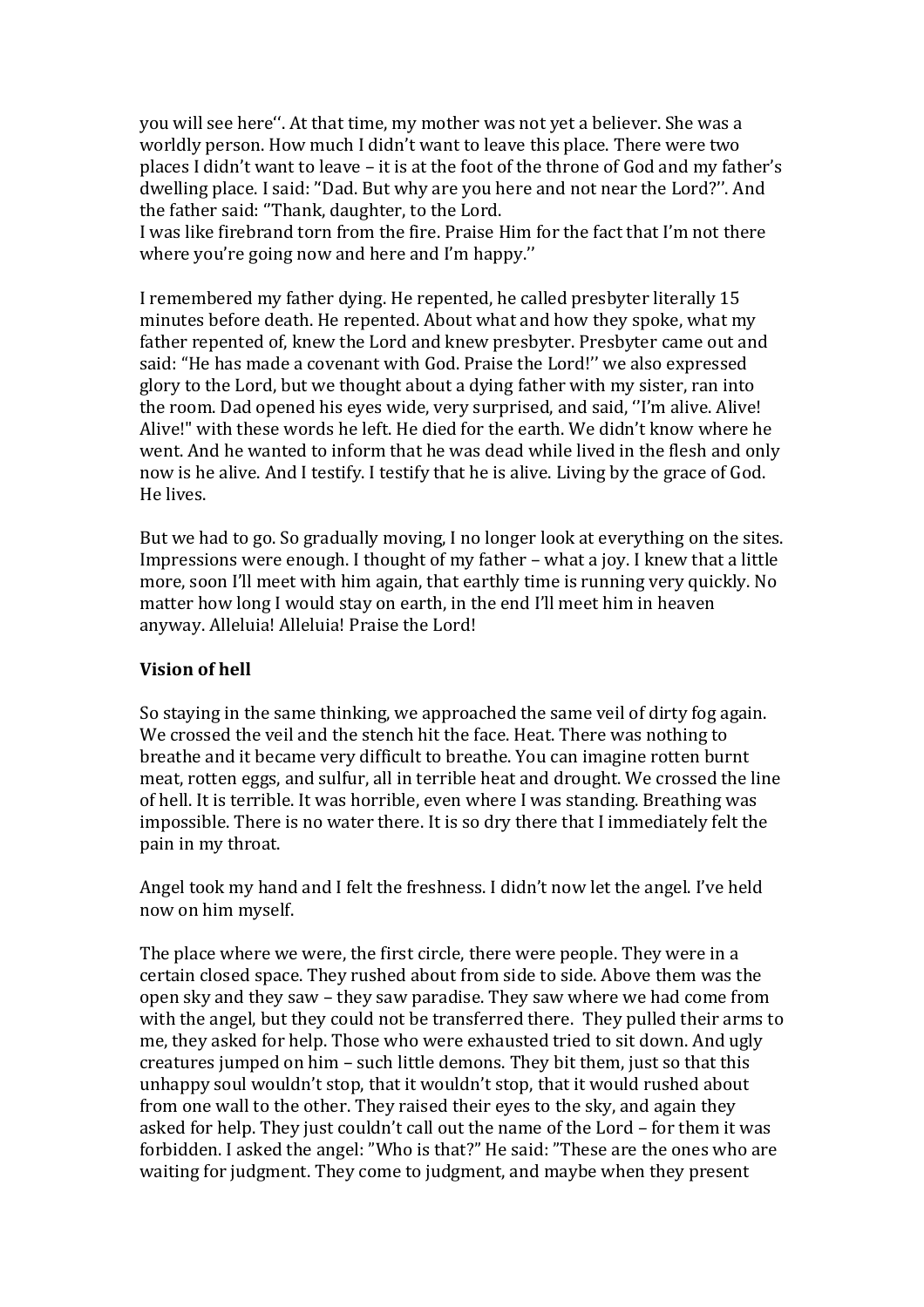you will see here''. At that time, my mother was not yet a believer. She was a worldly person. How much I didn't want to leave this place. There were two places I didn't want to leave – it is at the foot of the throne of God and my father's dwelling place. I said: "Dad. But why are you here and not near the Lord?''. And the father said: ''Thank, daughter, to the Lord.
I was like firebrand torn from the fire. Praise Him for the fact that I'm not there where you're going now and here and I'm happy.''

I remembered my father dying. He repented, he called presbyter literally 15 minutes before death. He repented. About what and how they spoke, what my father repented of, knew the Lord and knew presbyter. Presbyter came out and said: "He has made a covenant with God. Praise the Lord!'' we also expressed glory to the Lord, but we thought about a dying father with my sister, ran into the room. Dad opened his eyes wide, very surprised, and said, ''I'm alive. Alive! Alive!" with these words he left. He died for the earth. We didn't know where he went. And he wanted to inform that he was dead while lived in the flesh and only now is he alive. And I testify. I testify that he is alive. Living by the grace of God. He lives.

But we had to go. So gradually moving, I no longer look at everything on the sites. Impressions were enough. I thought of my father – what a joy. I knew that a little more, soon I'll meet with him again, that earthly time is running very quickly. No matter how long I would stay on earth, in the end I'll meet him in heaven anyway. Alleluia! Alleluia! Praise the Lord!

**Vision of hell**

So staying in the same thinking, we approached the same veil of dirty fog again. We crossed the veil and the stench hit the face. Heat. There was nothing to breathe and it became very difficult to breathe. You can imagine rotten burnt meat, rotten eggs, and sulfur, all in terrible heat and drought. We crossed the line of hell. It is terrible. It was horrible, even where I was standing. Breathing was impossible. There is no water there. It is so dry there that I immediately felt the pain in my throat.

Angel took my hand and I felt the freshness. I didn't now let the angel. I've held now on him myself.

The place where we were, the first circle, there were people. They were in a certain closed space. They rushed about from side to side. Above them was the open sky and they saw – they saw paradise. They saw where we had come from with the angel, but they could not be transferred there. They pulled their arms to me, they asked for help. Those who were exhausted tried to sit down. And ugly creatures jumped on him – such little demons. They bit them, just so that this unhappy soul wouldn't stop, that it wouldn't stop, that it would rushed about from one wall to the other. They raised their eyes to the sky, and again they asked for help. They just couldn't call out the name of the Lord – for them it was forbidden. I asked the angel: "Who is that?" He said: "These are the ones who are waiting for judgment. They come to judgment, and maybe when they present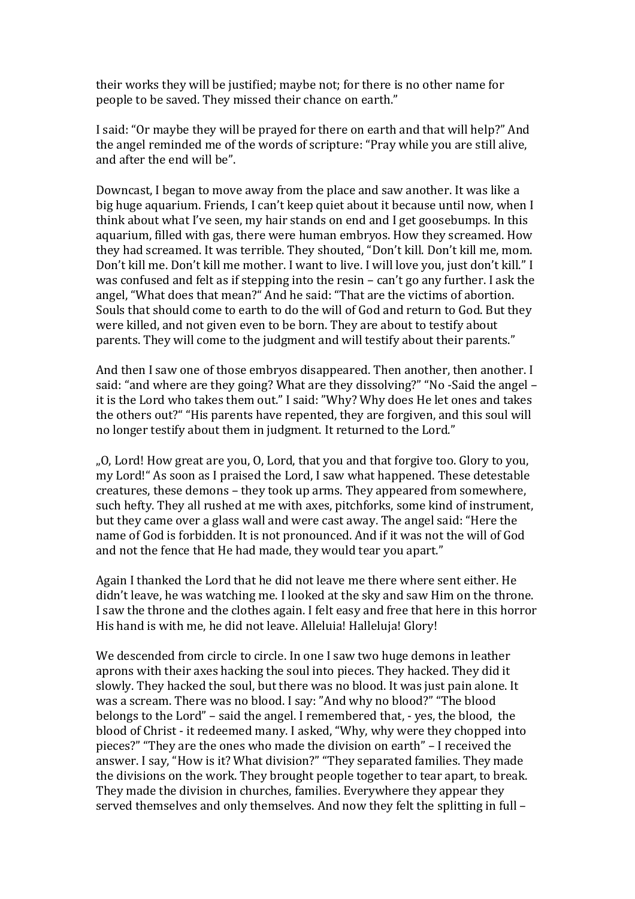their works they will be justified; maybe not; for there is no other name for people to be saved. They missed their chance on earth."

I said: "Or maybe they will be prayed for there on earth and that will help?" And the angel reminded me of the words of scripture: "Pray while you are still alive, and after the end will be".

Downcast, I began to move away from the place and saw another. It was like a big huge aquarium. Friends, I can't keep quiet about it because until now, when I think about what I've seen, my hair stands on end and I get goosebumps. In this aquarium, filled with gas, there were human embryos. How they screamed. How they had screamed. It was terrible. They shouted, "Don't kill. Don't kill me, mom. Don't kill me. Don't kill me mother. I want to live. I will love you, just don't kill." I was confused and felt as if stepping into the resin – can't go any further. I ask the angel, "What does that mean?" And he said: "That are the victims of abortion. Souls that should come to earth to do the will of God and return to God. But they were killed, and not given even to be born. They are about to testify about parents. They will come to the judgment and will testify about their parents."

And then I saw one of those embryos disappeared. Then another, then another. I said: "and where are they going? What are they dissolving?" "No -Said the angel – it is the Lord who takes them out." I said: "Why? Why does He let ones and takes the others out?" "His parents have repented, they are forgiven, and this soul will no longer testify about them in judgment. It returned to the Lord."

„O, Lord! How great are you, O, Lord, that you and that forgive too. Glory to you, my Lord!" As soon as I praised the Lord, I saw what happened. These detestable creatures, these demons – they took up arms. They appeared from somewhere, such hefty. They all rushed at me with axes, pitchforks, some kind of instrument, but they came over a glass wall and were cast away. The angel said: "Here the name of God is forbidden. It is not pronounced. And if it was not the will of God and not the fence that He had made, they would tear you apart."

Again I thanked the Lord that he did not leave me there where sent either. He didn't leave, he was watching me. I looked at the sky and saw Him on the throne. I saw the throne and the clothes again. I felt easy and free that here in this horror His hand is with me, he did not leave. Alleluia! Halleluja! Glory!

We descended from circle to circle. In one I saw two huge demons in leather aprons with their axes hacking the soul into pieces. They hacked. They did it slowly. They hacked the soul, but there was no blood. It was just pain alone. It was a scream. There was no blood. I say: "And why no blood?" "The blood belongs to the Lord" – said the angel. I remembered that, - yes, the blood, the blood of Christ - it redeemed many. I asked, "Why, why were they chopped into pieces?" "They are the ones who made the division on earth" – I received the answer. I say, "How is it? What division?" "They separated families. They made the divisions on the work. They brought people together to tear apart, to break. They made the division in churches, families. Everywhere they appear they served themselves and only themselves. And now they felt the splitting in full –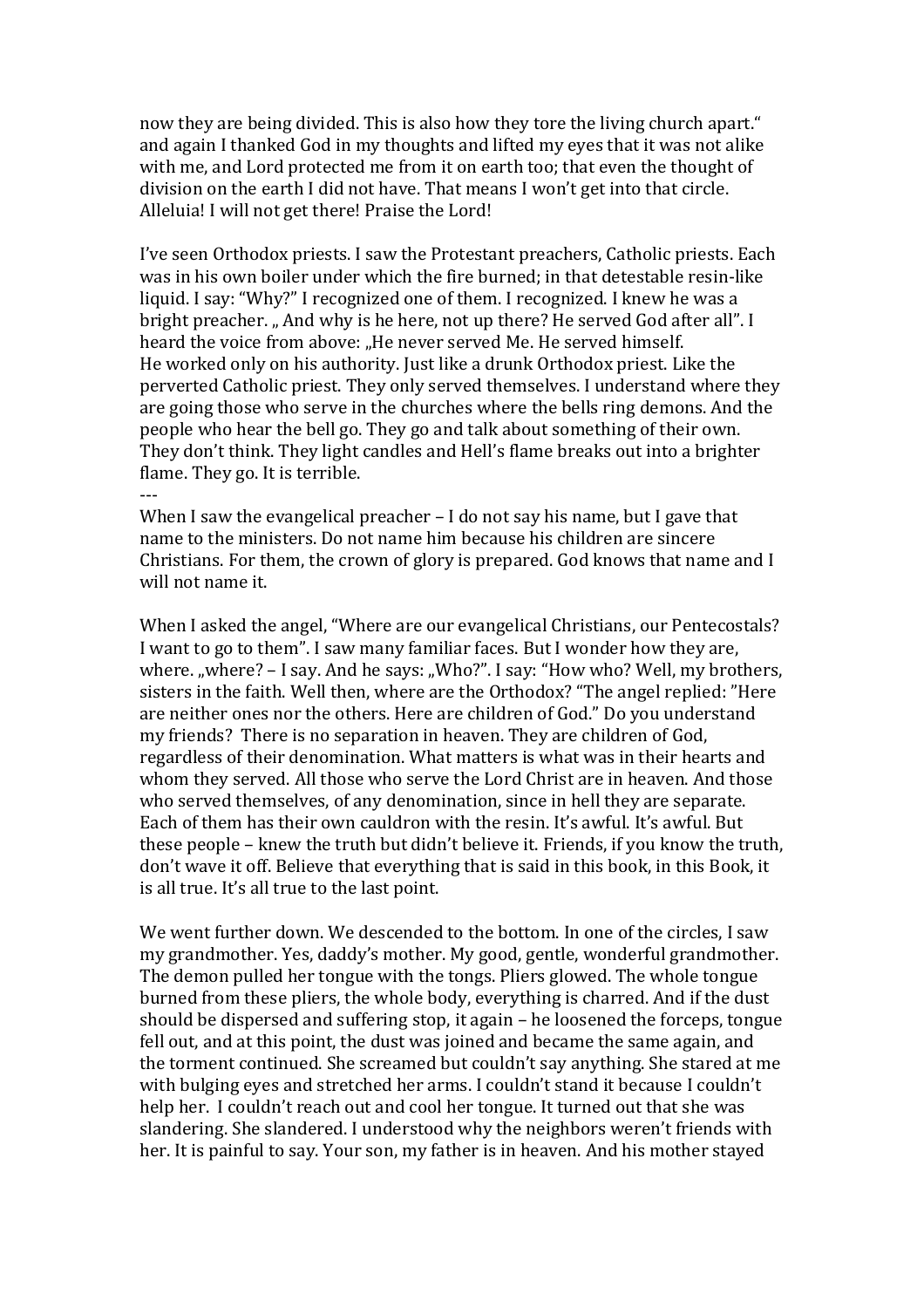now they are being divided. This is also how they tore the living church apart." and again I thanked God in my thoughts and lifted my eyes that it was not alike with me, and Lord protected me from it on earth too; that even the thought of division on the earth I did not have. That means I won't get into that circle. Alleluia! I will not get there! Praise the Lord!

I've seen Orthodox priests. I saw the Protestant preachers, Catholic priests. Each was in his own boiler under which the fire burned; in that detestable resin-like liquid. I say: "Why?" I recognized one of them. I recognized. I knew he was a bright preacher. „ And why is he here, not up there? He served God after all". I heard the voice from above: „He never served Me. He served himself.
He worked only on his authority. Just like a drunk Orthodox priest. Like the perverted Catholic priest. They only served themselves. I understand where they are going those who serve in the churches where the bells ring demons. And the people who hear the bell go. They go and talk about something of their own. They don't think. They light candles and Hell's flame breaks out into a brighter flame. They go. It is terrible.

---

When I saw the evangelical preacher – I do not say his name, but I gave that name to the ministers. Do not name him because his children are sincere Christians. For them, the crown of glory is prepared. God knows that name and I will not name it.

When I asked the angel, "Where are our evangelical Christians, our Pentecostals? I want to go to them". I saw many familiar faces. But I wonder how they are, where. „where? – I say. And he says: „Who?". I say: "How who? Well, my brothers, sisters in the faith. Well then, where are the Orthodox? "The angel replied: "Here are neither ones nor the others. Here are children of God." Do you understand my friends? There is no separation in heaven. They are children of God, regardless of their denomination. What matters is what was in their hearts and whom they served. All those who serve the Lord Christ are in heaven. And those who served themselves, of any denomination, since in hell they are separate. Each of them has their own cauldron with the resin. It's awful. It's awful. But these people – knew the truth but didn't believe it. Friends, if you know the truth, don't wave it off. Believe that everything that is said in this book, in this Book, it is all true. It's all true to the last point.

We went further down. We descended to the bottom. In one of the circles, I saw my grandmother. Yes, daddy's mother. My good, gentle, wonderful grandmother. The demon pulled her tongue with the tongs. Pliers glowed. The whole tongue burned from these pliers, the whole body, everything is charred. And if the dust should be dispersed and suffering stop, it again – he loosened the forceps, tongue fell out, and at this point, the dust was joined and became the same again, and the torment continued. She screamed but couldn't say anything. She stared at me with bulging eyes and stretched her arms. I couldn't stand it because I couldn't help her. I couldn't reach out and cool her tongue. It turned out that she was slandering. She slandered. I understood why the neighbors weren't friends with her. It is painful to say. Your son, my father is in heaven. And his mother stayed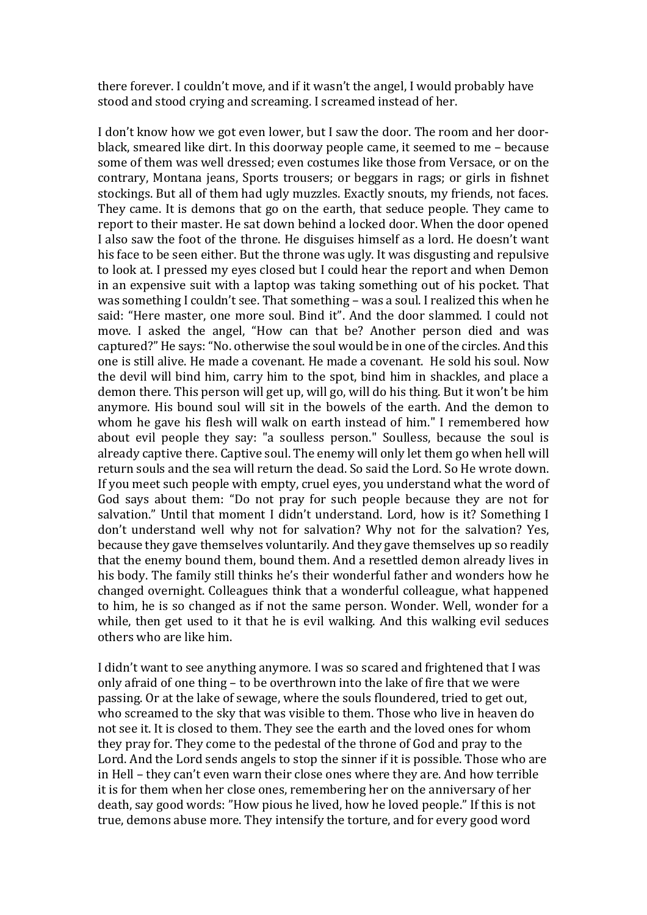there forever. I couldn't move, and if it wasn't the angel, I would probably have stood and stood crying and screaming. I screamed instead of her.

I don't know how we got even lower, but I saw the door. The room and her door- black, smeared like dirt. In this doorway people came, it seemed to me – because some of them was well dressed; even costumes like those from Versace, or on the contrary, Montana jeans, Sports trousers; or beggars in rags; or girls in fishnet stockings. But all of them had ugly muzzles. Exactly snouts, my friends, not faces. They came. It is demons that go on the earth, that seduce people. They came to report to their master. He sat down behind a locked door. When the door opened I also saw the foot of the throne. He disguises himself as a lord. He doesn't want his face to be seen either. But the throne was ugly. It was disgusting and repulsive to look at. I pressed my eyes closed but I could hear the report and when Demon in an expensive suit with a laptop was taking something out of his pocket. That was something I couldn't see. That something – was a soul. I realized this when he said: "Here master, one more soul. Bind it". And the door slammed. I could not move. I asked the angel, "How can that be? Another person died and was captured?" He says: "No. otherwise the soul would be in one of the circles. And this one is still alive. He made a covenant. He made a covenant. He sold his soul. Now the devil will bind him, carry him to the spot, bind him in shackles, and place a demon there. This person will get up, will go, will do his thing. But it won't be him anymore. His bound soul will sit in the bowels of the earth. And the demon to whom he gave his flesh will walk on earth instead of him." I remembered how about evil people they say: "a soulless person." Soulless, because the soul is already captive there. Captive soul. The enemy will only let them go when hell will return souls and the sea will return the dead. So said the Lord. So He wrote down. If you meet such people with empty, cruel eyes, you understand what the word of God says about them: "Do not pray for such people because they are not for salvation." Until that moment I didn't understand. Lord, how is it? Something I don't understand well why not for salvation? Why not for the salvation? Yes, because they gave themselves voluntarily. And they gave themselves up so readily that the enemy bound them, bound them. And a resettled demon already lives in his body. The family still thinks he's their wonderful father and wonders how he changed overnight. Colleagues think that a wonderful colleague, what happened to him, he is so changed as if not the same person. Wonder. Well, wonder for a while, then get used to it that he is evil walking. And this walking evil seduces others who are like him.

I didn't want to see anything anymore. I was so scared and frightened that I was only afraid of one thing – to be overthrown into the lake of fire that we were passing. Or at the lake of sewage, where the souls floundered, tried to get out, who screamed to the sky that was visible to them. Those who live in heaven do not see it. It is closed to them. They see the earth and the loved ones for whom they pray for. They come to the pedestal of the throne of God and pray to the Lord. And the Lord sends angels to stop the sinner if it is possible. Those who are in Hell – they can't even warn their close ones where they are. And how terrible it is for them when her close ones, remembering her on the anniversary of her death, say good words: "How pious he lived, how he loved people." If this is not true, demons abuse more. They intensify the torture, and for every good word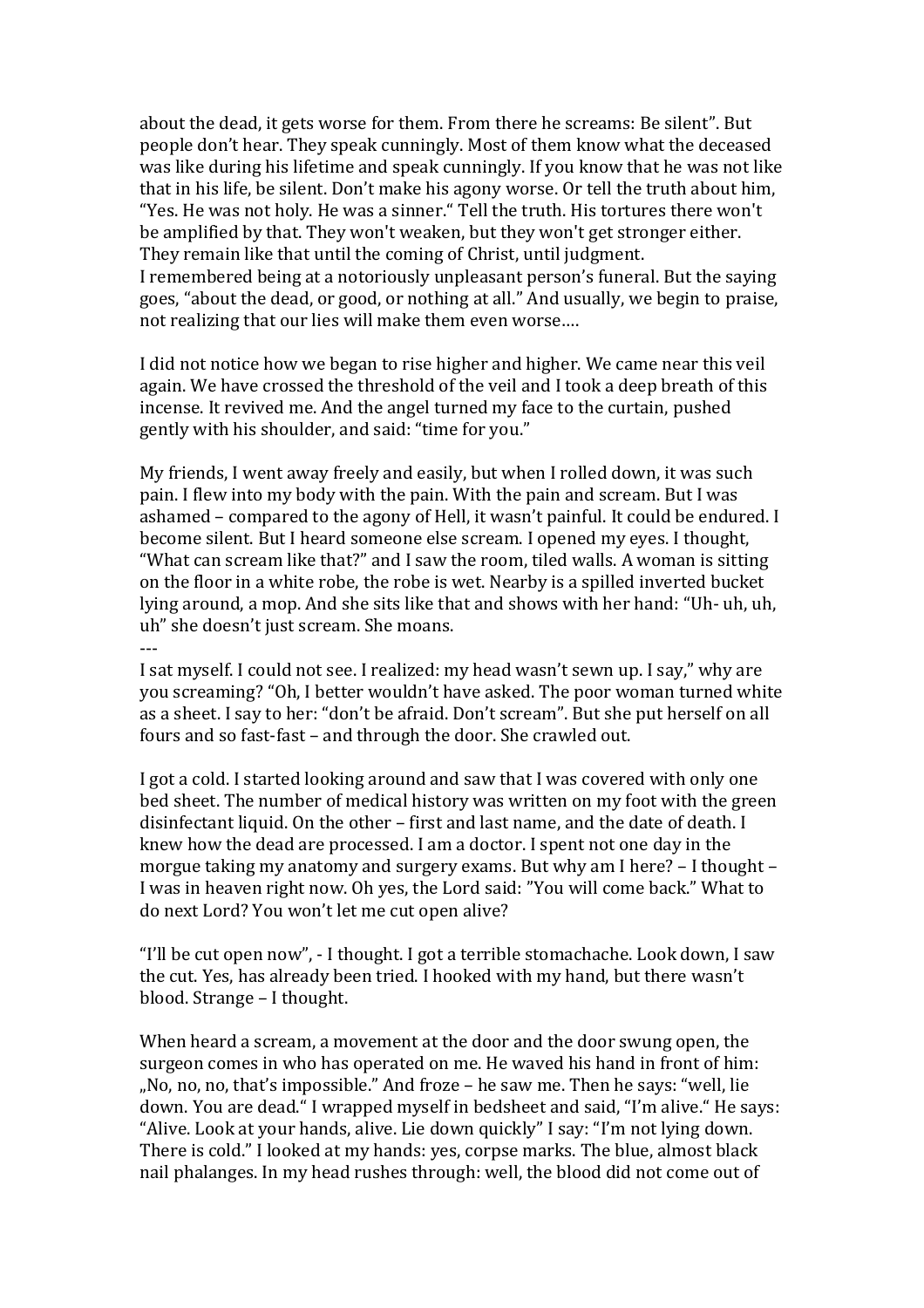about the dead, it gets worse for them. From there he screams: Be silent". But people don't hear. They speak cunningly. Most of them know what the deceased was like during his lifetime and speak cunningly. If you know that he was not like that in his life, be silent. Don't make his agony worse. Or tell the truth about him, "Yes. He was not holy. He was a sinner." Tell the truth. His tortures there won't be amplified by that. They won't weaken, but they won't get stronger either. They remain like that until the coming of Christ, until judgment.
I remembered being at a notoriously unpleasant person's funeral. But the saying goes, "about the dead, or good, or nothing at all." And usually, we begin to praise, not realizing that our lies will make them even worse….

I did not notice how we began to rise higher and higher. We came near this veil again. We have crossed the threshold of the veil and I took a deep breath of this incense. It revived me. And the angel turned my face to the curtain, pushed gently with his shoulder, and said: "time for you."

My friends, I went away freely and easily, but when I rolled down, it was such pain. I flew into my body with the pain. With the pain and scream. But I was ashamed – compared to the agony of Hell, it wasn't painful. It could be endured. I become silent. But I heard someone else scream. I opened my eyes. I thought, "What can scream like that?" and I saw the room, tiled walls. A woman is sitting on the floor in a white robe, the robe is wet. Nearby is a spilled inverted bucket lying around, a mop. And she sits like that and shows with her hand: "Uh- uh, uh, uh" she doesn't just scream. She moans.

---

I sat myself. I could not see. I realized: my head wasn't sewn up. I say," why are you screaming? "Oh, I better wouldn't have asked. The poor woman turned white as a sheet. I say to her: "don't be afraid. Don't scream". But she put herself on all fours and so fast-fast – and through the door. She crawled out.

I got a cold. I started looking around and saw that I was covered with only one bed sheet. The number of medical history was written on my foot with the green disinfectant liquid. On the other – first and last name, and the date of death. I knew how the dead are processed. I am a doctor. I spent not one day in the morgue taking my anatomy and surgery exams. But why am I here? – I thought – I was in heaven right now. Oh yes, the Lord said: "You will come back." What to do next Lord? You won't let me cut open alive?

"I'll be cut open now", - I thought. I got a terrible stomachache. Look down, I saw the cut. Yes, has already been tried. I hooked with my hand, but there wasn't blood. Strange – I thought.

When heard a scream, a movement at the door and the door swung open, the surgeon comes in who has operated on me. He waved his hand in front of him: „No, no, no, that's impossible." And froze – he saw me. Then he says: "well, lie down. You are dead." I wrapped myself in bedsheet and said, "I'm alive." He says: "Alive. Look at your hands, alive. Lie down quickly" I say: "I'm not lying down. There is cold." I looked at my hands: yes, corpse marks. The blue, almost black nail phalanges. In my head rushes through: well, the blood did not come out of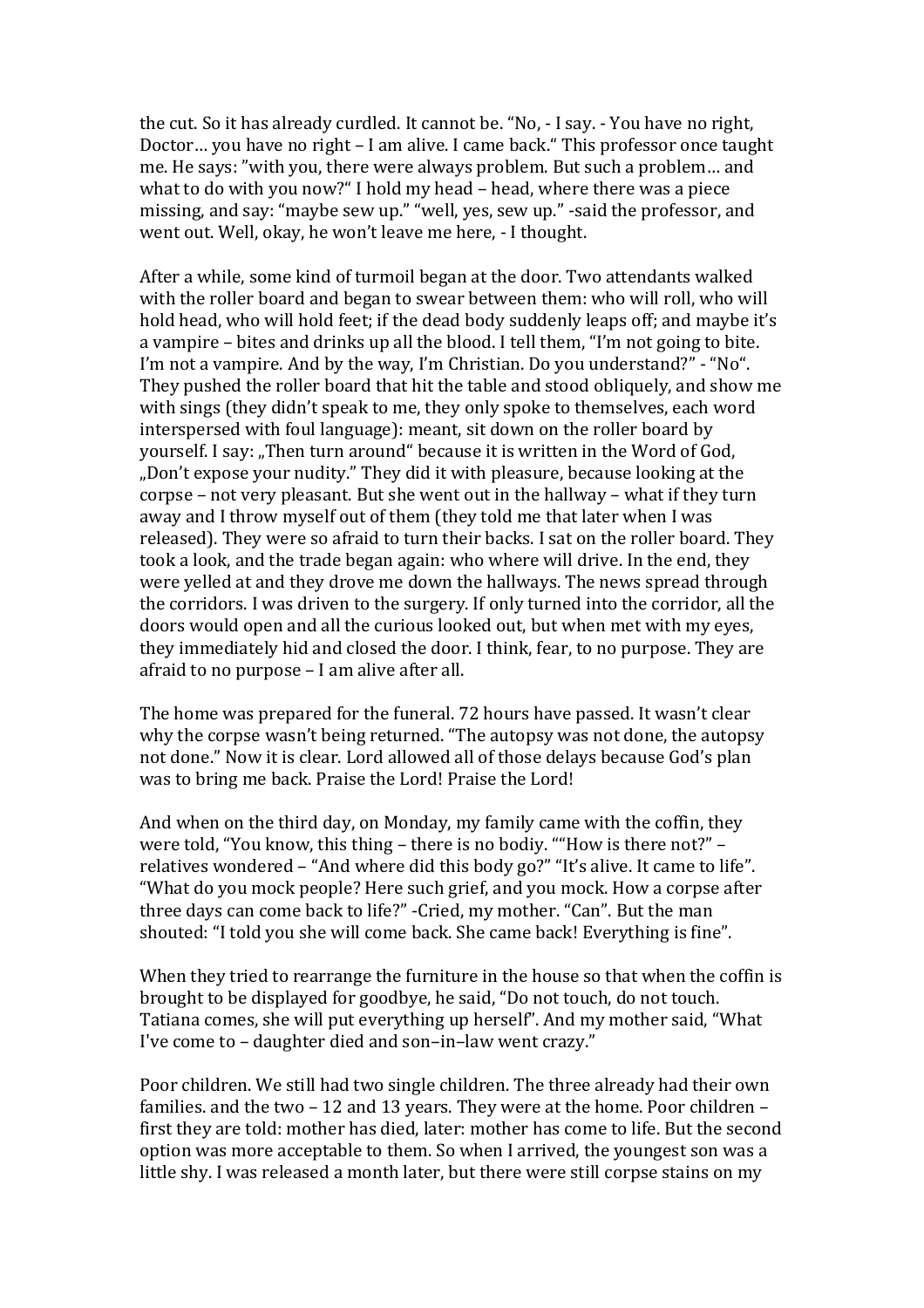the cut. So it has already curdled. It cannot be. “No, - I say. - You have no right, Doctor… you have no right – I am alive. I came back.“ This professor once taught me. He says: ”with you, there were always problem. But such a problem… and what to do with you now?“ I hold my head – head, where there was a piece missing, and say: “maybe sew up.” “well, yes, sew up.” -said the professor, and went out. Well, okay, he won’t leave me here, - I thought.

After a while, some kind of turmoil began at the door. Two attendants walked with the roller board and began to swear between them: who will roll, who will hold head, who will hold feet; if the dead body suddenly leaps off; and maybe it’s a vampire – bites and drinks up all the blood. I tell them, “I’m not going to bite. I’m not a vampire. And by the way, I’m Christian. Do you understand?” - “No“. They pushed the roller board that hit the table and stood obliquely, and show me with sings (they didn’t speak to me, they only spoke to themselves, each word interspersed with foul language): meant, sit down on the roller board by yourself. I say: „Then turn around“ because it is written in the Word of God, „Don’t expose your nudity.” They did it with pleasure, because looking at the corpse – not very pleasant. But she went out in the hallway – what if they turn away and I throw myself out of them (they told me that later when I was released). They were so afraid to turn their backs. I sat on the roller board. They took a look, and the trade began again: who where will drive. In the end, they were yelled at and they drove me down the hallways. The news spread through the corridors. I was driven to the surgery. If only turned into the corridor, all the doors would open and all the curious looked out, but when met with my eyes, they immediately hid and closed the door. I think, fear, to no purpose. They are afraid to no purpose – I am alive after all.

The home was prepared for the funeral. 72 hours have passed. It wasn’t clear why the corpse wasn’t being returned. “The autopsy was not done, the autopsy not done.” Now it is clear. Lord allowed all of those delays because God’s plan was to bring me back. Praise the Lord! Praise the Lord!

And when on the third day, on Monday, my family came with the coffin, they were told, “You know, this thing – there is no bodiy. ““How is there not?” – relatives wondered – “And where did this body go?” “It’s alive. It came to life”. “What do you mock people? Here such grief, and you mock. How a corpse after three days can come back to life?” -Cried, my mother. “Can”. But the man shouted: “I told you she will come back. She came back! Everything is fine”.

When they tried to rearrange the furniture in the house so that when the coffin is brought to be displayed for goodbye, he said, “Do not touch, do not touch. Tatiana comes, she will put everything up herself”. And my mother said, “What I've come to – daughter died and son–in–law went crazy.”

Poor children. We still had two single children. The three already had their own families. and the two – 12 and 13 years. They were at the home. Poor children – first they are told: mother has died, later: mother has come to life. But the second option was more acceptable to them. So when I arrived, the youngest son was a little shy. I was released a month later, but there were still corpse stains on my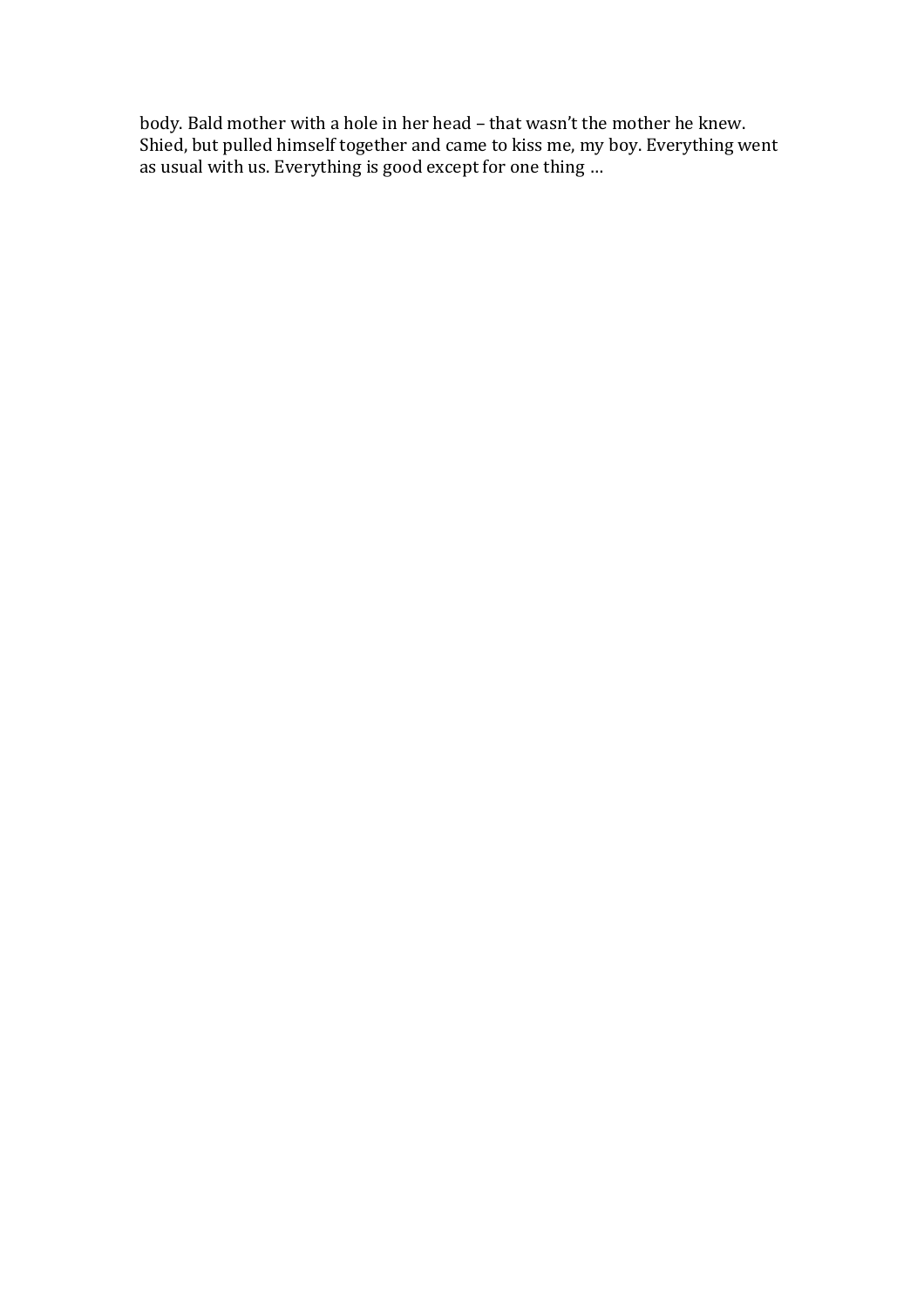body. Bald mother with a hole in her head – that wasn't the mother he knew. Shied, but pulled himself together and came to kiss me, my boy. Everything went as usual with us. Everything is good except for one thing …